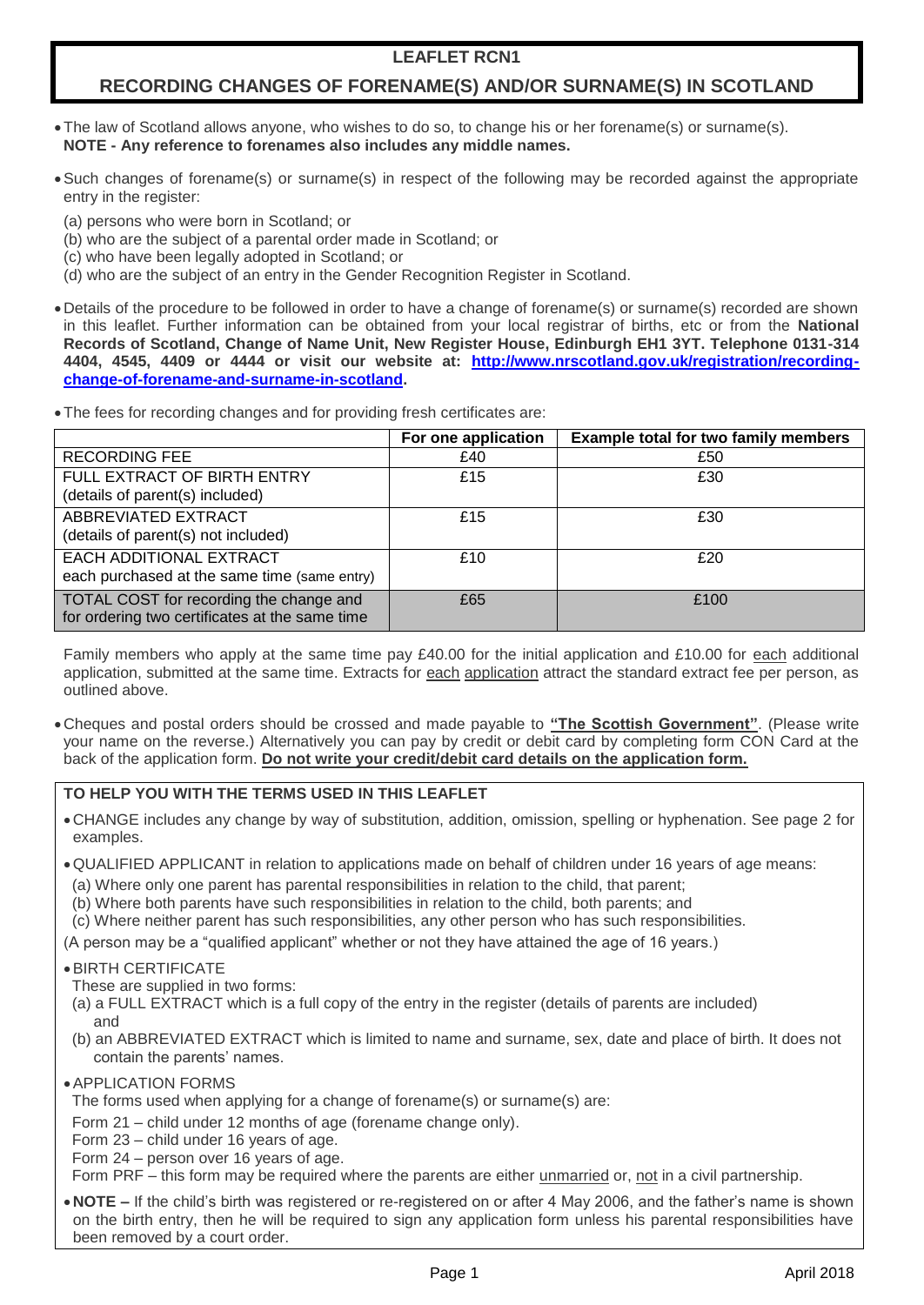# LEAFLET RCN1

## RECORDING CHANGES OF FORENAME(S) AND/OR SURNAME(S) IN SCOTLAND

- The law of Scotland allows anyone, who wishes to do so, to change his or her forename(s) or surname(s).
  **NOTE - Any reference to forenames also includes any middle names.**

- Such changes of forename(s) or surname(s) in respect of the following may be recorded against the appropriate entry in the register:

  (a) persons who were born in Scotland; or
  (b) who are the subject of a parental order made in Scotland; or
  (c) who have been legally adopted in Scotland; or
  (d) who are the subject of an entry in the Gender Recognition Register in Scotland.

- Details of the procedure to be followed in order to have a change of forename(s) or surname(s) recorded are shown in this leaflet. Further information can be obtained from your local registrar of births, etc or from the **National Records of Scotland, Change of Name Unit, New Register House, Edinburgh EH1 3YT. Telephone 0131-314 4404, 4545, 4409 or 4444 or visit our website at: [http://www.nrscotland.gov.uk/registration/recording-change-of-forename-and-surname-in-scotland](http://www.nrscotland.gov.uk/registration/recording-change-of-forename-and-surname-in-scotland).**

- The fees for recording changes and for providing fresh certificates are:

| | For one application | Example total for two family members |
|---|---|---|
| RECORDING FEE | £40 | £50 |
| FULL EXTRACT OF BIRTH ENTRY (details of parent(s) included) | £15 | £30 |
| ABBREVIATED EXTRACT (details of parent(s) not included) | £15 | £30 |
| EACH ADDITIONAL EXTRACT each purchased at the same time (same entry) | £10 | £20 |
| TOTAL COST for recording the change and for ordering two certificates at the same time | £65 | £100 |

Family members who apply at the same time pay £40.00 for the initial application and £10.00 for each additional application, submitted at the same time. Extracts for each application attract the standard extract fee per person, as outlined above.

- Cheques and postal orders should be crossed and made payable to **"The Scottish Government"**. (Please write your name on the reverse.) Alternatively you can pay by credit or debit card by completing form CON Card at the back of the application form. **Do not write your credit/debit card details on the application form.**

### TO HELP YOU WITH THE TERMS USED IN THIS LEAFLET

- CHANGE includes any change by way of substitution, addition, omission, spelling or hyphenation. See page 2 for examples.

- QUALIFIED APPLICANT in relation to applications made on behalf of children under 16 years of age means:

  (a) Where only one parent has parental responsibilities in relation to the child, that parent;
  (b) Where both parents have such responsibilities in relation to the child, both parents; and
  (c) Where neither parent has such responsibilities, any other person who has such responsibilities.

  (A person may be a "qualified applicant" whether or not they have attained the age of 16 years.)

- BIRTH CERTIFICATE

  These are supplied in two forms:

  (a) a FULL EXTRACT which is a full copy of the entry in the register (details of parents are included) and
  (b) an ABBREVIATED EXTRACT which is limited to name and surname, sex, date and place of birth. It does not contain the parents' names.

- APPLICATION FORMS

  The forms used when applying for a change of forename(s) or surname(s) are:

  Form 21 – child under 12 months of age (forename change only).
  Form 23 – child under 16 years of age.
  Form 24 – person over 16 years of age.
  Form PRF – this form may be required where the parents are either unmarried or, not in a civil partnership.

- **NOTE –** If the child's birth was registered or re-registered on or after 4 May 2006, and the father's name is shown on the birth entry, then he will be required to sign any application form unless his parental responsibilities have been removed by a court order.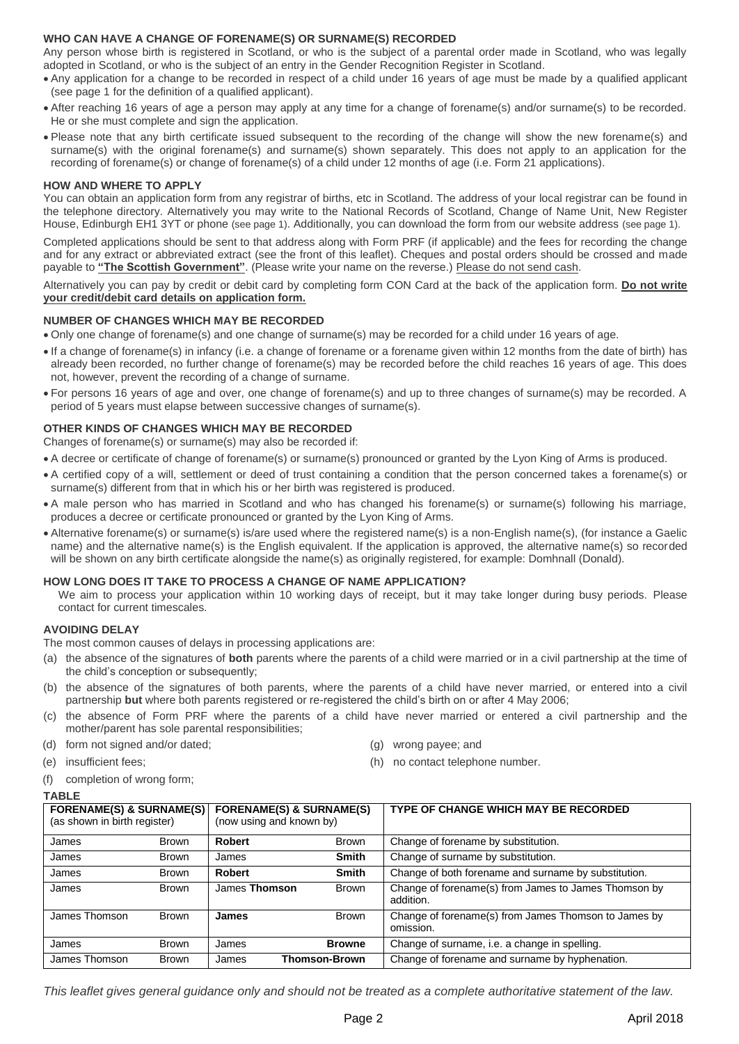## WHO CAN HAVE A CHANGE OF FORENAME(S) OR SURNAME(S) RECORDED

Any person whose birth is registered in Scotland, or who is the subject of a parental order made in Scotland, who was legally adopted in Scotland, or who is the subject of an entry in the Gender Recognition Register in Scotland.

- Any application for a change to be recorded in respect of a child under 16 years of age must be made by a qualified applicant (see page 1 for the definition of a qualified applicant).
- After reaching 16 years of age a person may apply at any time for a change of forename(s) and/or surname(s) to be recorded. He or she must complete and sign the application.
- Please note that any birth certificate issued subsequent to the recording of the change will show the new forename(s) and surname(s) with the original forename(s) and surname(s) shown separately. This does not apply to an application for the recording of forename(s) or change of forename(s) of a child under 12 months of age (i.e. Form 21 applications).

## HOW AND WHERE TO APPLY

You can obtain an application form from any registrar of births, etc in Scotland. The address of your local registrar can be found in the telephone directory. Alternatively you may write to the National Records of Scotland, Change of Name Unit, New Register House, Edinburgh EH1 3YT or phone (see page 1). Additionally, you can download the form from our website address (see page 1).

Completed applications should be sent to that address along with Form PRF (if applicable) and the fees for recording the change and for any extract or abbreviated extract (see the front of this leaflet). Cheques and postal orders should be crossed and made payable to **"The Scottish Government"**. (Please write your name on the reverse.) Please do not send cash.

Alternatively you can pay by credit or debit card by completing form CON Card at the back of the application form. **Do not write your credit/debit card details on application form.**

## NUMBER OF CHANGES WHICH MAY BE RECORDED

- Only one change of forename(s) and one change of surname(s) may be recorded for a child under 16 years of age.
- If a change of forename(s) in infancy (i.e. a change of forename or a forename given within 12 months from the date of birth) has already been recorded, no further change of forename(s) may be recorded before the child reaches 16 years of age. This does not, however, prevent the recording of a change of surname.
- For persons 16 years of age and over, one change of forename(s) and up to three changes of surname(s) may be recorded. A period of 5 years must elapse between successive changes of surname(s).

## OTHER KINDS OF CHANGES WHICH MAY BE RECORDED

Changes of forename(s) or surname(s) may also be recorded if:

- A decree or certificate of change of forename(s) or surname(s) pronounced or granted by the Lyon King of Arms is produced.
- A certified copy of a will, settlement or deed of trust containing a condition that the person concerned takes a forename(s) or surname(s) different from that in which his or her birth was registered is produced.
- A male person who has married in Scotland and who has changed his forename(s) or surname(s) following his marriage, produces a decree or certificate pronounced or granted by the Lyon King of Arms.
- Alternative forename(s) or surname(s) is/are used where the registered name(s) is a non-English name(s), (for instance a Gaelic name) and the alternative name(s) is the English equivalent. If the application is approved, the alternative name(s) so recorded will be shown on any birth certificate alongside the name(s) as originally registered, for example: Domhnall (Donald).

## HOW LONG DOES IT TAKE TO PROCESS A CHANGE OF NAME APPLICATION?

We aim to process your application within 10 working days of receipt, but it may take longer during busy periods. Please contact for current timescales.

## AVOIDING DELAY

The most common causes of delays in processing applications are:

(a) the absence of the signatures of **both** parents where the parents of a child were married or in a civil partnership at the time of the child's conception or subsequently;

(b) the absence of the signatures of both parents, where the parents of a child have never married, or entered into a civil partnership **but** where both parents registered or re-registered the child's birth on or after 4 May 2006;

(c) the absence of Form PRF where the parents of a child have never married or entered a civil partnership and the mother/parent has sole parental responsibilities;

(d) form not signed and/or dated;

(e) insufficient fees;

(f) completion of wrong form;

(g) wrong payee; and

(h) no contact telephone number.

## TABLE

| FORENAME(S) & SURNAME(S) (as shown in birth register) | | FORENAME(S) & SURNAME(S) (now using and known by) | | TYPE OF CHANGE WHICH MAY BE RECORDED |
|---|---|---|---|---|
| James | Brown | **Robert** | Brown | Change of forename by substitution. |
| James | Brown | James | **Smith** | Change of surname by substitution. |
| James | Brown | **Robert** | **Smith** | Change of both forename and surname by substitution. |
| James | Brown | James **Thomson** | Brown | Change of forename(s) from James to James Thomson by addition. |
| James Thomson | Brown | **James** | Brown | Change of forename(s) from James Thomson to James by omission. |
| James | Brown | James | **Browne** | Change of surname, i.e. a change in spelling. |
| James Thomson | Brown | James | **Thomson-Brown** | Change of forename and surname by hyphenation. |

*This leaflet gives general guidance only and should not be treated as a complete authoritative statement of the law.*

April 2018